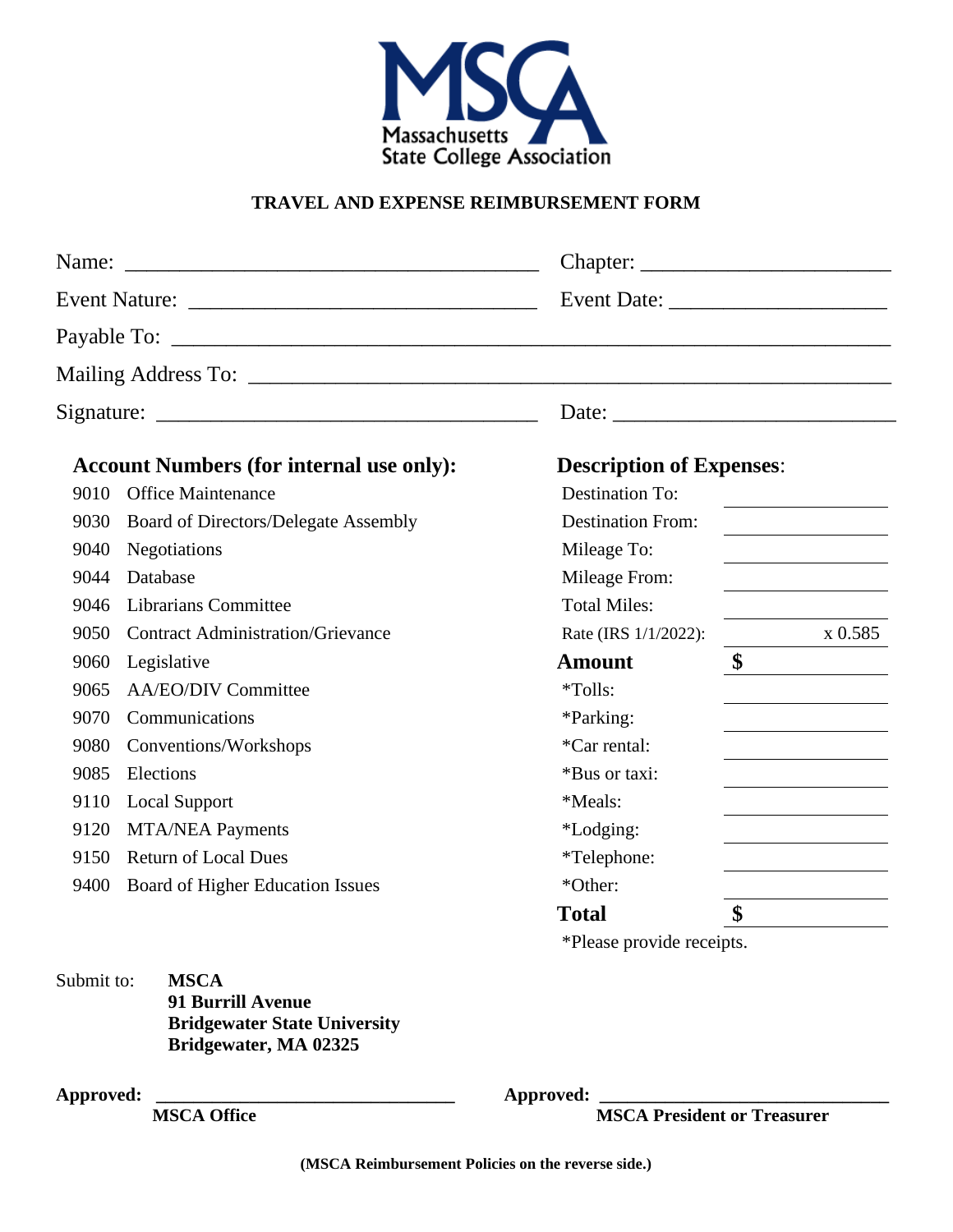MSCA
Massachusetts State College Association

# TRAVEL AND EXPENSE REIMBURSEMENT FORM

Name: ______________________________________ Chapter: _______________________

Event Nature: ________________________________ Event Date: ____________________

Payable To: ________________________________________________________________

Mailing Address To: _________________________________________________________

Signature: ___________________________________ Date: __________________________

### Account Numbers (for internal use only):

| | |
|---|---|
| 9010 | Office Maintenance |
| 9030 | Board of Directors/Delegate Assembly |
| 9040 | Negotiations |
| 9044 | Database |
| 9046 | Librarians Committee |
| 9050 | Contract Administration/Grievance |
| 9060 | Legislative |
| 9065 | AA/EO/DIV Committee |
| 9070 | Communications |
| 9080 | Conventions/Workshops |
| 9085 | Elections |
| 9110 | Local Support |
| 9120 | MTA/NEA Payments |
| 9150 | Return of Local Dues |
| 9400 | Board of Higher Education Issues |

### Description of Expenses:

| | |
|---|---|
| Destination To: | |
| Destination From: | |
| Mileage To: | |
| Mileage From: | |
| Total Miles: | |
| Rate (IRS 1/1/2022): | x 0.585 |
| **Amount** | **$** |
| *Tolls: | |
| *Parking: | |
| *Car rental: | |
| *Bus or taxi: | |
| *Meals: | |
| *Lodging: | |
| *Telephone: | |
| *Other: | |
| **Total** | **$** |

*Please provide receipts.

Submit to: **MSCA**
**91 Burrill Avenue**
**Bridgewater State University**
**Bridgewater, MA 02325**

**Approved:** ______________________________
**MSCA Office**

**Approved:** ______________________________
**MSCA President or Treasurer**

**(MSCA Reimbursement Policies on the reverse side.)**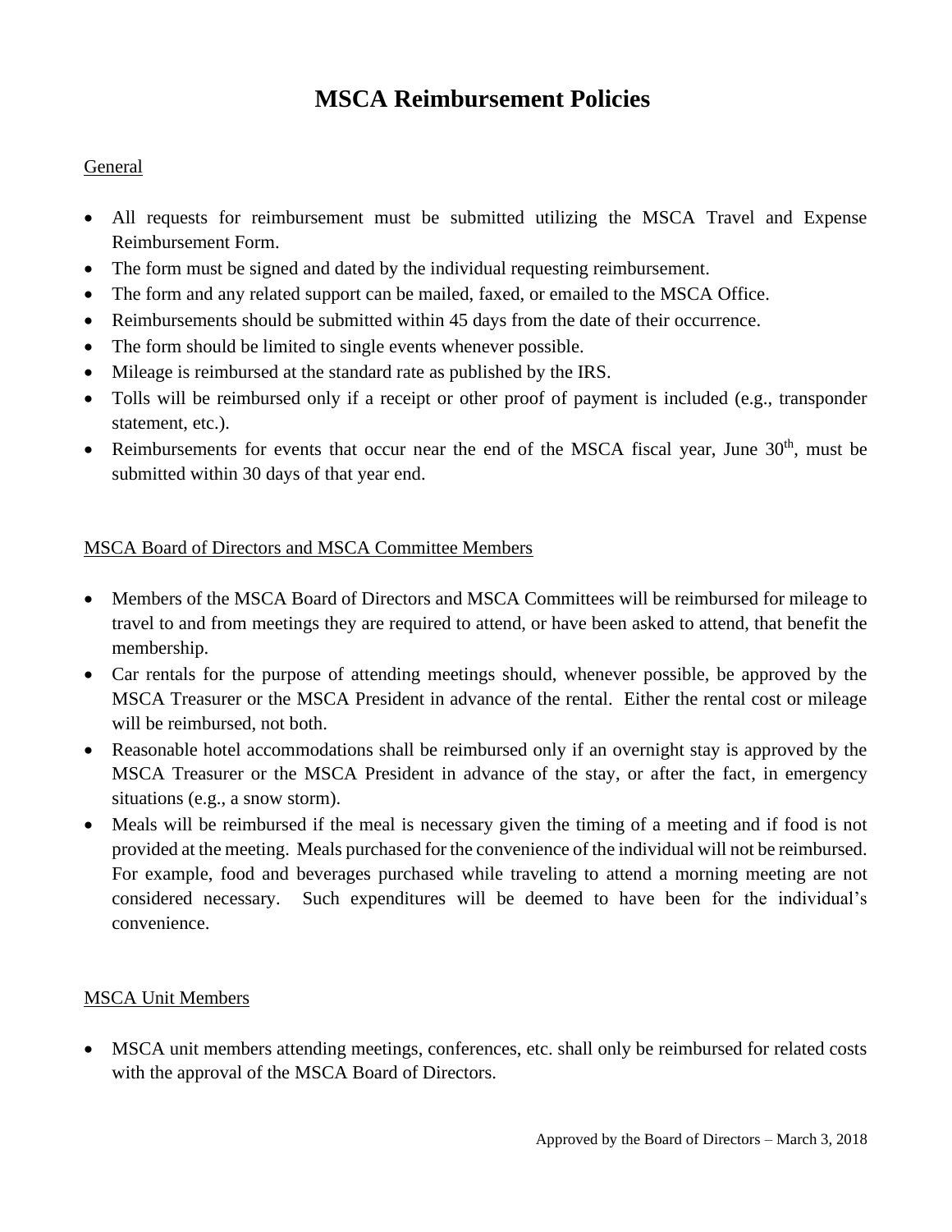# MSCA Reimbursement Policies

## General

- All requests for reimbursement must be submitted utilizing the MSCA Travel and Expense Reimbursement Form.
- The form must be signed and dated by the individual requesting reimbursement.
- The form and any related support can be mailed, faxed, or emailed to the MSCA Office.
- Reimbursements should be submitted within 45 days from the date of their occurrence.
- The form should be limited to single events whenever possible.
- Mileage is reimbursed at the standard rate as published by the IRS.
- Tolls will be reimbursed only if a receipt or other proof of payment is included (e.g., transponder statement, etc.).
- Reimbursements for events that occur near the end of the MSCA fiscal year, June 30th, must be submitted within 30 days of that year end.

## MSCA Board of Directors and MSCA Committee Members

- Members of the MSCA Board of Directors and MSCA Committees will be reimbursed for mileage to travel to and from meetings they are required to attend, or have been asked to attend, that benefit the membership.
- Car rentals for the purpose of attending meetings should, whenever possible, be approved by the MSCA Treasurer or the MSCA President in advance of the rental. Either the rental cost or mileage will be reimbursed, not both.
- Reasonable hotel accommodations shall be reimbursed only if an overnight stay is approved by the MSCA Treasurer or the MSCA President in advance of the stay, or after the fact, in emergency situations (e.g., a snow storm).
- Meals will be reimbursed if the meal is necessary given the timing of a meeting and if food is not provided at the meeting. Meals purchased for the convenience of the individual will not be reimbursed. For example, food and beverages purchased while traveling to attend a morning meeting are not considered necessary. Such expenditures will be deemed to have been for the individual's convenience.

## MSCA Unit Members

- MSCA unit members attending meetings, conferences, etc. shall only be reimbursed for related costs with the approval of the MSCA Board of Directors.

Approved by the Board of Directors – March 3, 2018